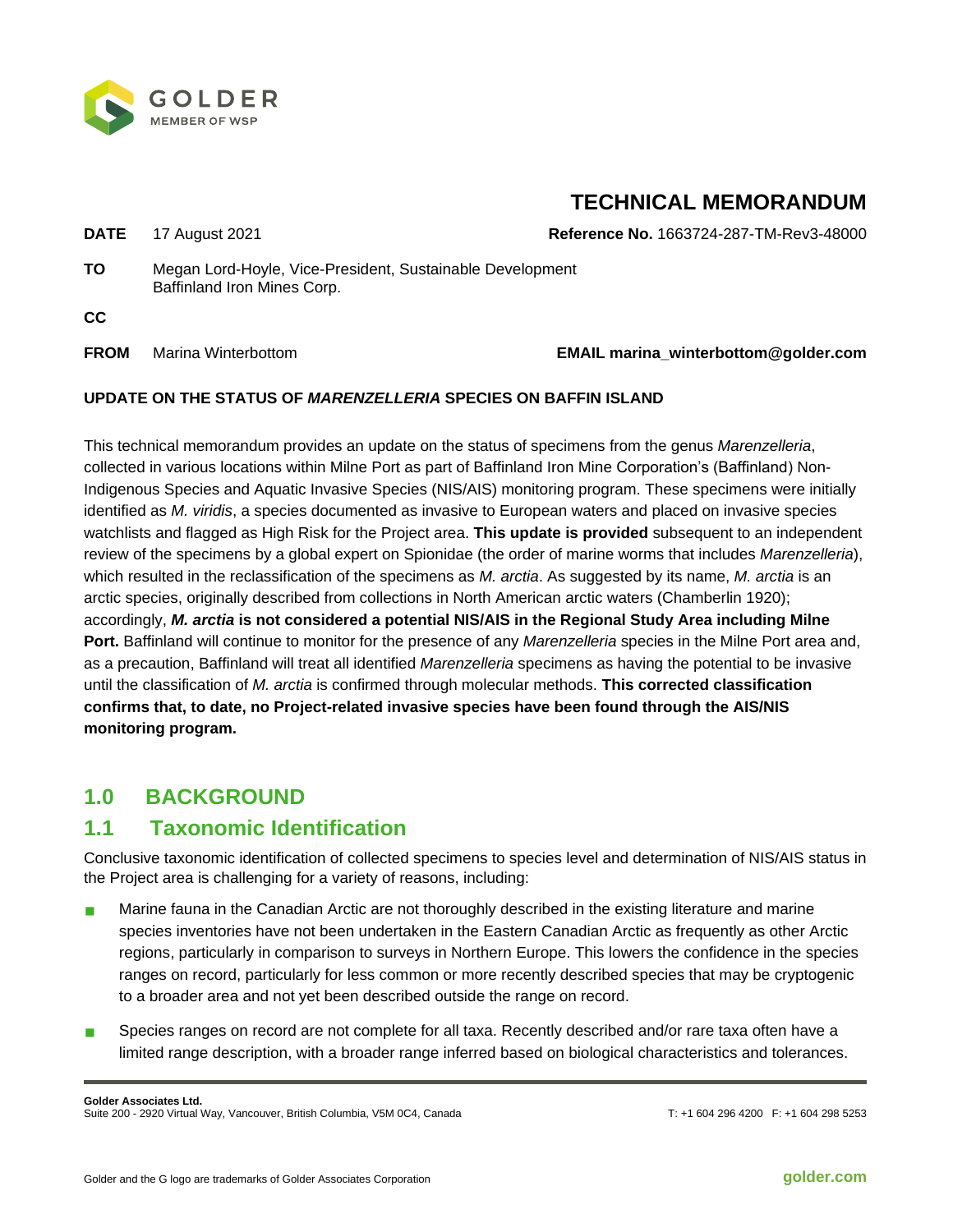# TECHNICAL MEMORANDUM

**DATE** 17 August 2021 **Reference No.** 1663724-287-TM-Rev3-48000

**TO** Megan Lord-Hoyle, Vice-President, Sustainable Development
Baffinland Iron Mines Corp.

**CC**

**FROM** Marina Winterbottom **EMAIL marina_winterbottom@golder.com**

**UPDATE ON THE STATUS OF *MARENZELLERIA* SPECIES ON BAFFIN ISLAND**

This technical memorandum provides an update on the status of specimens from the genus *Marenzelleria*, collected in various locations within Milne Port as part of Baffinland Iron Mine Corporation's (Baffinland) Non-Indigenous Species and Aquatic Invasive Species (NIS/AIS) monitoring program. These specimens were initially identified as *M. viridis*, a species documented as invasive to European waters and placed on invasive species watchlists and flagged as High Risk for the Project area. **This update is provided** subsequent to an independent review of the specimens by a global expert on Spionidae (the order of marine worms that includes *Marenzelleria*), which resulted in the reclassification of the specimens as *M. arctia*. As suggested by its name, *M. arctia* is an arctic species, originally described from collections in North American arctic waters (Chamberlin 1920); accordingly, ***M. arctia* is not considered a potential NIS/AIS in the Regional Study Area including Milne Port.** Baffinland will continue to monitor for the presence of any *Marenzelleria* species in the Milne Port area and, as a precaution, Baffinland will treat all identified *Marenzelleria* specimens as having the potential to be invasive until the classification of *M. arctia* is confirmed through molecular methods. **This corrected classification confirms that, to date, no Project-related invasive species have been found through the AIS/NIS monitoring program.**

## 1.0 BACKGROUND

### 1.1 Taxonomic Identification

Conclusive taxonomic identification of collected specimens to species level and determination of NIS/AIS status in the Project area is challenging for a variety of reasons, including:

- Marine fauna in the Canadian Arctic are not thoroughly described in the existing literature and marine species inventories have not been undertaken in the Eastern Canadian Arctic as frequently as other Arctic regions, particularly in comparison to surveys in Northern Europe. This lowers the confidence in the species ranges on record, particularly for less common or more recently described species that may be cryptogenic to a broader area and not yet been described outside the range on record.
- Species ranges on record are not complete for all taxa. Recently described and/or rare taxa often have a limited range description, with a broader range inferred based on biological characteristics and tolerances.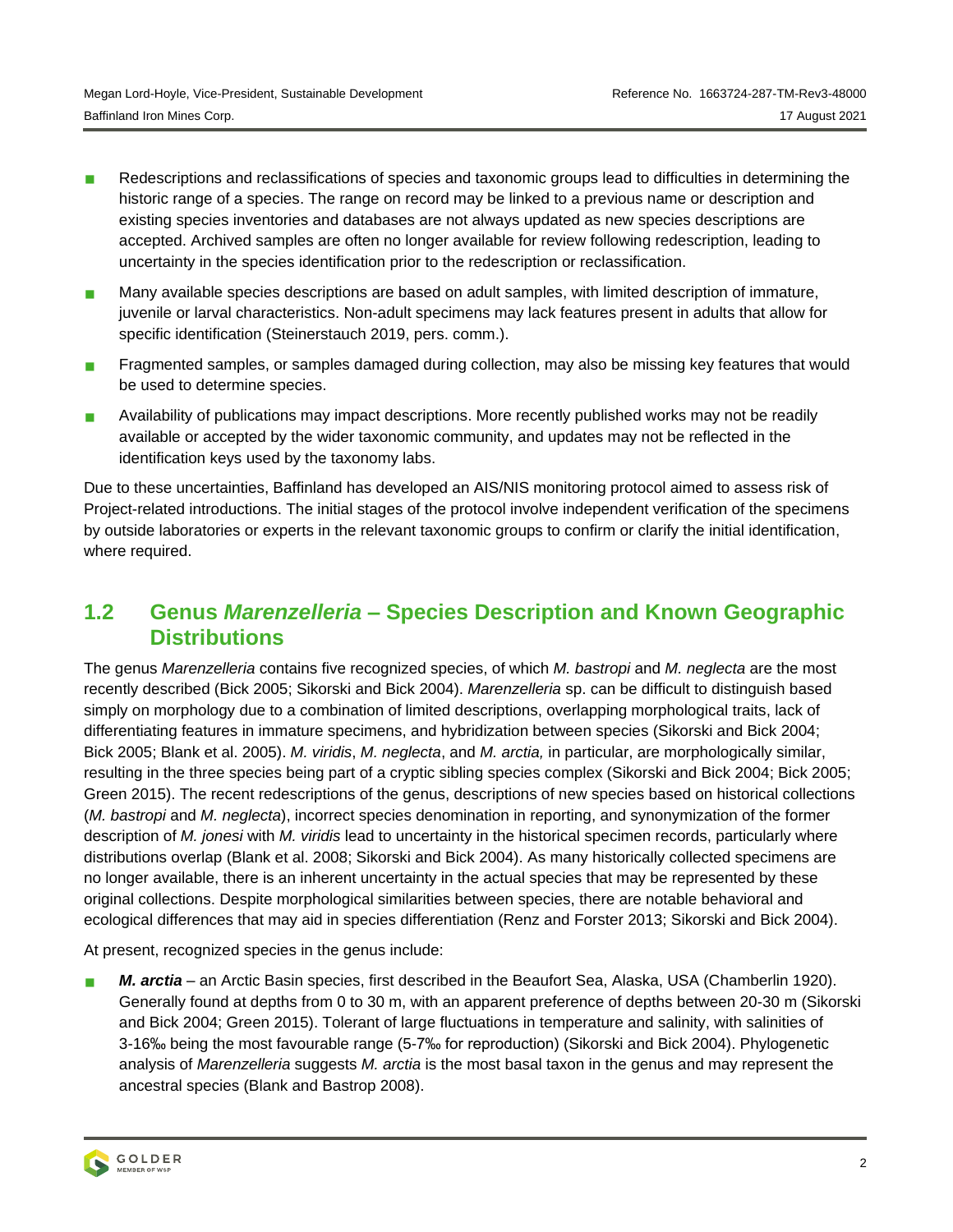- Redescriptions and reclassifications of species and taxonomic groups lead to difficulties in determining the historic range of a species. The range on record may be linked to a previous name or description and existing species inventories and databases are not always updated as new species descriptions are accepted. Archived samples are often no longer available for review following redescription, leading to uncertainty in the species identification prior to the redescription or reclassification.
- Many available species descriptions are based on adult samples, with limited description of immature, juvenile or larval characteristics. Non-adult specimens may lack features present in adults that allow for specific identification (Steinerstauch 2019, pers. comm.).
- Fragmented samples, or samples damaged during collection, may also be missing key features that would be used to determine species.
- Availability of publications may impact descriptions. More recently published works may not be readily available or accepted by the wider taxonomic community, and updates may not be reflected in the identification keys used by the taxonomy labs.

Due to these uncertainties, Baffinland has developed an AIS/NIS monitoring protocol aimed to assess risk of Project-related introductions. The initial stages of the protocol involve independent verification of the specimens by outside laboratories or experts in the relevant taxonomic groups to confirm or clarify the initial identification, where required.

## 1.2 Genus *Marenzelleria* – Species Description and Known Geographic Distributions

The genus *Marenzelleria* contains five recognized species, of which *M. bastropi* and *M. neglecta* are the most recently described (Bick 2005; Sikorski and Bick 2004). *Marenzelleria* sp. can be difficult to distinguish based simply on morphology due to a combination of limited descriptions, overlapping morphological traits, lack of differentiating features in immature specimens, and hybridization between species (Sikorski and Bick 2004; Bick 2005; Blank et al. 2005). *M. viridis*, *M. neglecta*, and *M. arctia,* in particular, are morphologically similar, resulting in the three species being part of a cryptic sibling species complex (Sikorski and Bick 2004; Bick 2005; Green 2015). The recent redescriptions of the genus, descriptions of new species based on historical collections (*M. bastropi* and *M. neglecta*), incorrect species denomination in reporting, and synonymization of the former description of *M. jonesi* with *M. viridis* lead to uncertainty in the historical specimen records, particularly where distributions overlap (Blank et al. 2008; Sikorski and Bick 2004). As many historically collected specimens are no longer available, there is an inherent uncertainty in the actual species that may be represented by these original collections. Despite morphological similarities between species, there are notable behavioral and ecological differences that may aid in species differentiation (Renz and Forster 2013; Sikorski and Bick 2004).

At present, recognized species in the genus include:

- ***M. arctia*** – an Arctic Basin species, first described in the Beaufort Sea, Alaska, USA (Chamberlin 1920). Generally found at depths from 0 to 30 m, with an apparent preference of depths between 20-30 m (Sikorski and Bick 2004; Green 2015). Tolerant of large fluctuations in temperature and salinity, with salinities of 3-16‰ being the most favourable range (5-7‰ for reproduction) (Sikorski and Bick 2004). Phylogenetic analysis of *Marenzelleria* suggests *M. arctia* is the most basal taxon in the genus and may represent the ancestral species (Blank and Bastrop 2008).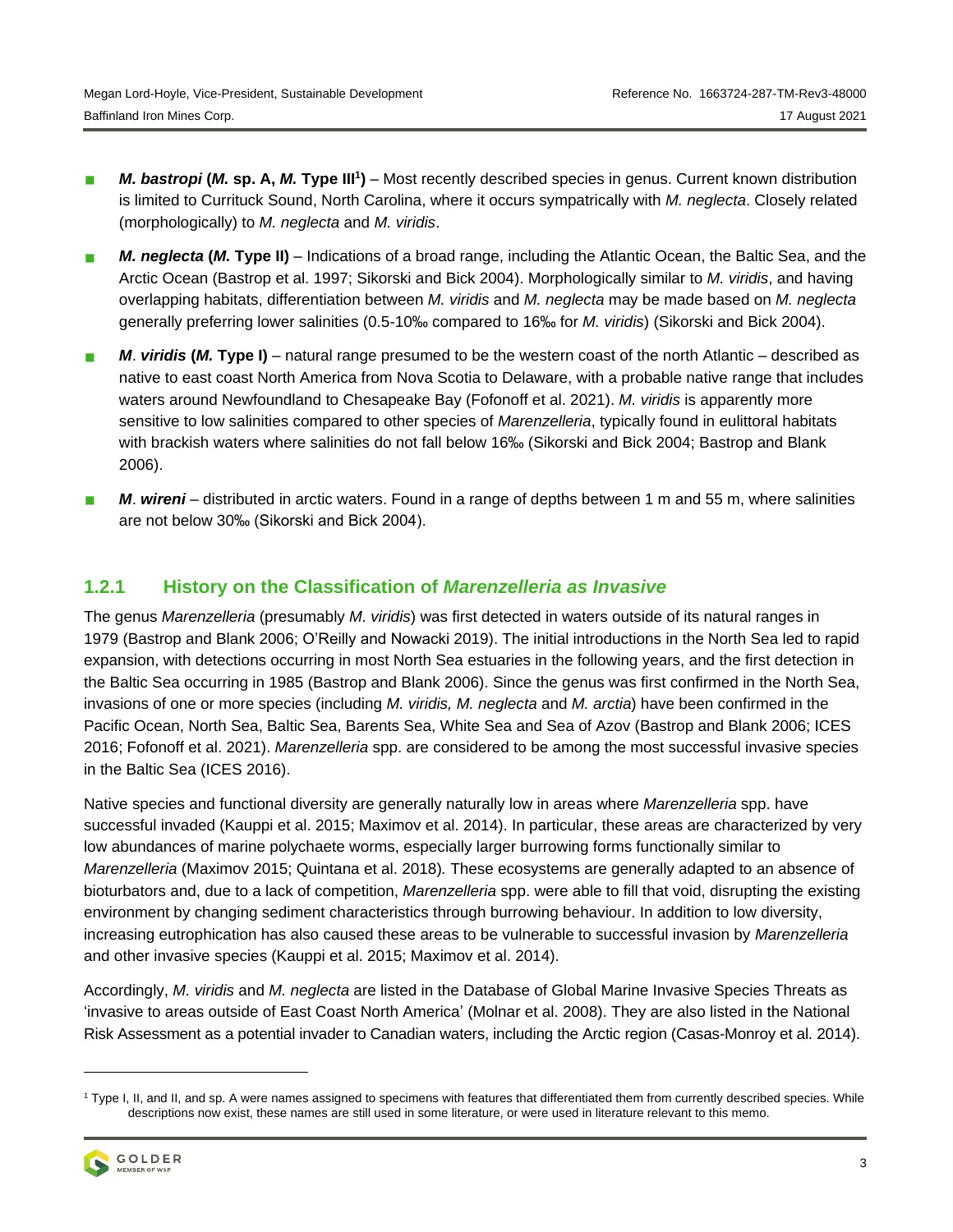- ***M. bastropi*** **(*M.* sp. A, *M.* Type III[1])** – Most recently described species in genus. Current known distribution is limited to Currituck Sound, North Carolina, where it occurs sympatrically with *M. neglecta*. Closely related (morphologically) to *M. neglecta* and *M. viridis*.
- ***M. neglecta*** **(*M.* Type II)** – Indications of a broad range, including the Atlantic Ocean, the Baltic Sea, and the Arctic Ocean (Bastrop et al. 1997; Sikorski and Bick 2004). Morphologically similar to *M. viridis*, and having overlapping habitats, differentiation between *M. viridis* and *M. neglecta* may be made based on *M. neglecta* generally preferring lower salinities (0.5-10‰ compared to 16‰ for *M. viridis*) (Sikorski and Bick 2004).
- ***M. viridis*** **(*M.* Type I)** – natural range presumed to be the western coast of the north Atlantic – described as native to east coast North America from Nova Scotia to Delaware, with a probable native range that includes waters around Newfoundland to Chesapeake Bay (Fofonoff et al. 2021). *M. viridis* is apparently more sensitive to low salinities compared to other species of *Marenzelleria*, typically found in eulittoral habitats with brackish waters where salinities do not fall below 16‰ (Sikorski and Bick 2004; Bastrop and Blank 2006).
- ***M. wireni*** – distributed in arctic waters. Found in a range of depths between 1 m and 55 m, where salinities are not below 30‰ (Sikorski and Bick 2004).

### 1.2.1 History on the Classification of *Marenzelleria as Invasive*

The genus *Marenzelleria* (presumably *M. viridis*) was first detected in waters outside of its natural ranges in 1979 (Bastrop and Blank 2006; O'Reilly and Nowacki 2019). The initial introductions in the North Sea led to rapid expansion, with detections occurring in most North Sea estuaries in the following years, and the first detection in the Baltic Sea occurring in 1985 (Bastrop and Blank 2006). Since the genus was first confirmed in the North Sea, invasions of one or more species (including *M. viridis, M. neglecta* and *M. arctia*) have been confirmed in the Pacific Ocean, North Sea, Baltic Sea, Barents Sea, White Sea and Sea of Azov (Bastrop and Blank 2006; ICES 2016; Fofonoff et al. 2021). *Marenzelleria* spp. are considered to be among the most successful invasive species in the Baltic Sea (ICES 2016).

Native species and functional diversity are generally naturally low in areas where *Marenzelleria* spp. have successful invaded (Kauppi et al. 2015; Maximov et al. 2014). In particular, these areas are characterized by very low abundances of marine polychaete worms, especially larger burrowing forms functionally similar to *Marenzelleria* (Maximov 2015; Quintana et al. 2018)*.* These ecosystems are generally adapted to an absence of bioturbators and, due to a lack of competition, *Marenzelleria* spp. were able to fill that void, disrupting the existing environment by changing sediment characteristics through burrowing behaviour. In addition to low diversity, increasing eutrophication has also caused these areas to be vulnerable to successful invasion by *Marenzelleria* and other invasive species (Kauppi et al. 2015; Maximov et al. 2014).

Accordingly, *M. viridis* and *M. neglecta* are listed in the Database of Global Marine Invasive Species Threats as 'invasive to areas outside of East Coast North America' (Molnar et al. 2008). They are also listed in the National Risk Assessment as a potential invader to Canadian waters, including the Arctic region (Casas-Monroy et al. 2014).

[1] Type I, II, and II, and sp. A were names assigned to specimens with features that differentiated them from currently described species. While descriptions now exist, these names are still used in some literature, or were used in literature relevant to this memo.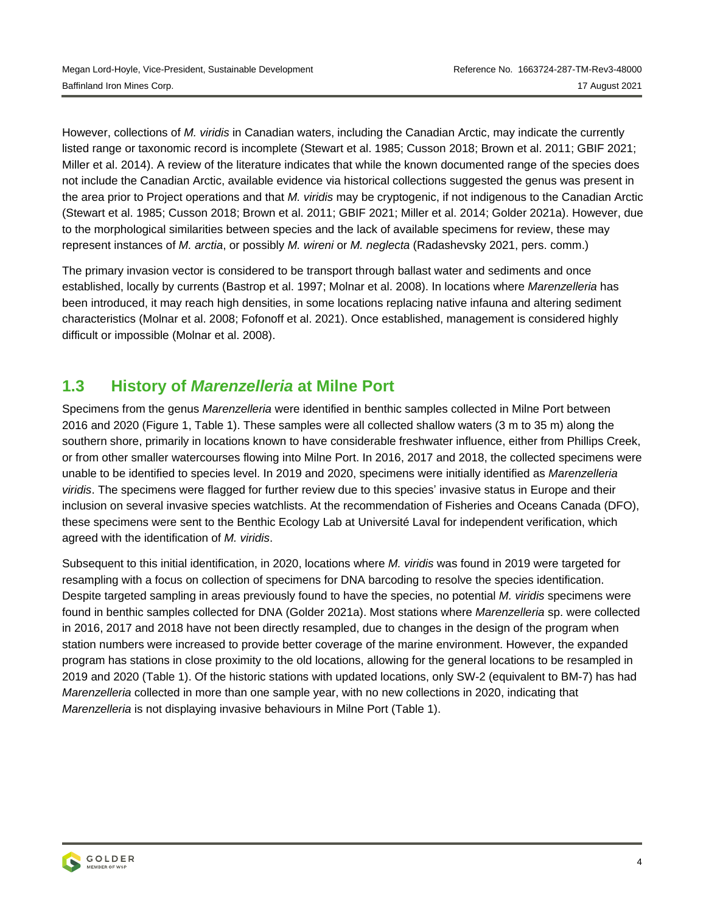However, collections of *M. viridis* in Canadian waters, including the Canadian Arctic, may indicate the currently listed range or taxonomic record is incomplete (Stewart et al. 1985; Cusson 2018; Brown et al. 2011; GBIF 2021; Miller et al. 2014). A review of the literature indicates that while the known documented range of the species does not include the Canadian Arctic, available evidence via historical collections suggested the genus was present in the area prior to Project operations and that *M. viridis* may be cryptogenic, if not indigenous to the Canadian Arctic (Stewart et al. 1985; Cusson 2018; Brown et al. 2011; GBIF 2021; Miller et al. 2014; Golder 2021a). However, due to the morphological similarities between species and the lack of available specimens for review, these may represent instances of *M. arctia*, or possibly *M. wireni* or *M. neglecta* (Radashevsky 2021, pers. comm.)

The primary invasion vector is considered to be transport through ballast water and sediments and once established, locally by currents (Bastrop et al. 1997; Molnar et al. 2008). In locations where *Marenzelleria* has been introduced, it may reach high densities, in some locations replacing native infauna and altering sediment characteristics (Molnar et al. 2008; Fofonoff et al. 2021). Once established, management is considered highly difficult or impossible (Molnar et al. 2008).

## 1.3 History of *Marenzelleria* at Milne Port

Specimens from the genus *Marenzelleria* were identified in benthic samples collected in Milne Port between 2016 and 2020 (Figure 1, Table 1). These samples were all collected shallow waters (3 m to 35 m) along the southern shore, primarily in locations known to have considerable freshwater influence, either from Phillips Creek, or from other smaller watercourses flowing into Milne Port. In 2016, 2017 and 2018, the collected specimens were unable to be identified to species level. In 2019 and 2020, specimens were initially identified as *Marenzelleria viridis*. The specimens were flagged for further review due to this species' invasive status in Europe and their inclusion on several invasive species watchlists. At the recommendation of Fisheries and Oceans Canada (DFO), these specimens were sent to the Benthic Ecology Lab at Université Laval for independent verification, which agreed with the identification of *M. viridis*.

Subsequent to this initial identification, in 2020, locations where *M. viridis* was found in 2019 were targeted for resampling with a focus on collection of specimens for DNA barcoding to resolve the species identification. Despite targeted sampling in areas previously found to have the species, no potential *M. viridis* specimens were found in benthic samples collected for DNA (Golder 2021a). Most stations where *Marenzelleria* sp. were collected in 2016, 2017 and 2018 have not been directly resampled, due to changes in the design of the program when station numbers were increased to provide better coverage of the marine environment. However, the expanded program has stations in close proximity to the old locations, allowing for the general locations to be resampled in 2019 and 2020 (Table 1). Of the historic stations with updated locations, only SW-2 (equivalent to BM-7) has had *Marenzelleria* collected in more than one sample year, with no new collections in 2020, indicating that *Marenzelleria* is not displaying invasive behaviours in Milne Port (Table 1).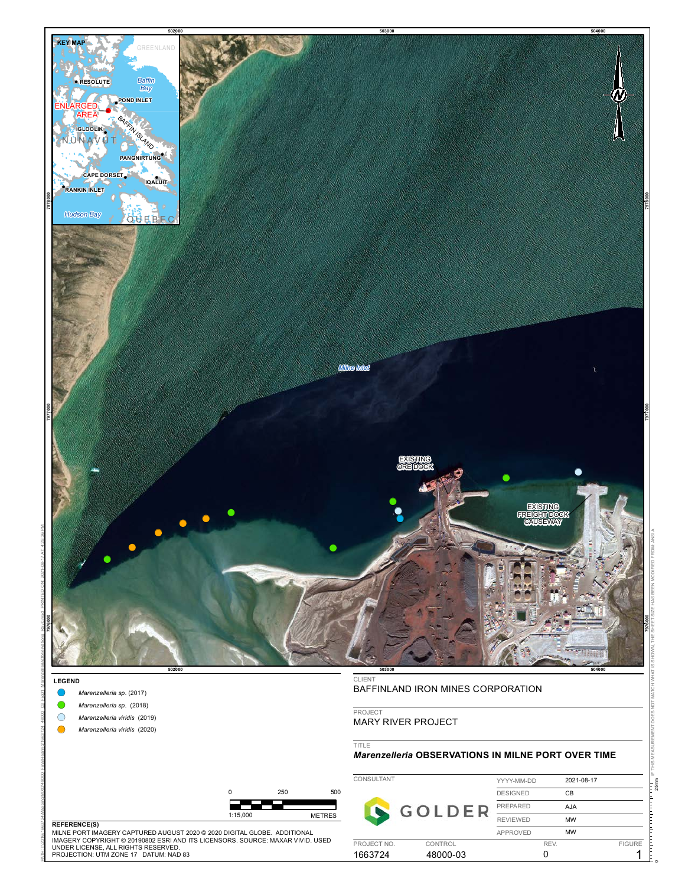KEY MAP

GREENLAND

RESOLUTE

Baffin Bay

POND INLET

ENLARGED AREA

IGLOOLIK

BAFFIN ISLAND

NUNAVUT

PANGNIRTUNG

CAPE DORSET

IQALUIT

RANKIN INLET

Hudson Bay

QUEBEC

Milne Inlet

EXISTING ORE DOCK

EXISTING FREIGHT DOCK CAUSEWAY

502000 503000 504000

7978000 7977000 7976000

**LEGEND**

- *Marenzelleria sp.* (2017)
- *Marenzelleria sp.* (2018)
- *Marenzelleria viridis* (2019)
- *Marenzelleria viridis* (2020)

0 250 500

1:15,000 METRES

**REFERENCE(S)**

MILNE PORT IMAGERY CAPTURED AUGUST 2020 © 2020 DIGITAL GLOBE. ADDITIONAL IMAGERY COPYRIGHT © 20190802 ESRI AND ITS LICENSORS. SOURCE: MAXAR VIVID. USED UNDER LICENSE, ALL RIGHTS RESERVED.
PROJECTION: UTM ZONE 17 DATUM: NAD 83

CLIENT

BAFFINLAND IRON MINES CORPORATION

PROJECT

MARY RIVER PROJECT

TITLE

***Marenzelleria* OBSERVATIONS IN MILNE PORT OVER TIME**

CONSULTANT: GOLDER

| | |
|---|---|
| YYYY-MM-DD | 2021-08-17 |
| DESIGNED | CB |
| PREPARED | AJA |
| REVIEWED | MW |
| APPROVED | MW |

| PROJECT NO. | CONTROL | REV. | FIGURE |
|---|---|---|---|
| 1663724 | 48000-03 | 0 | 1 |

IF THIS MEASUREMENT DOES NOT MATCH WHAT IS SHOWN, THE SHEET SIZE HAS BEEN MODIFIED FROM: ANSI A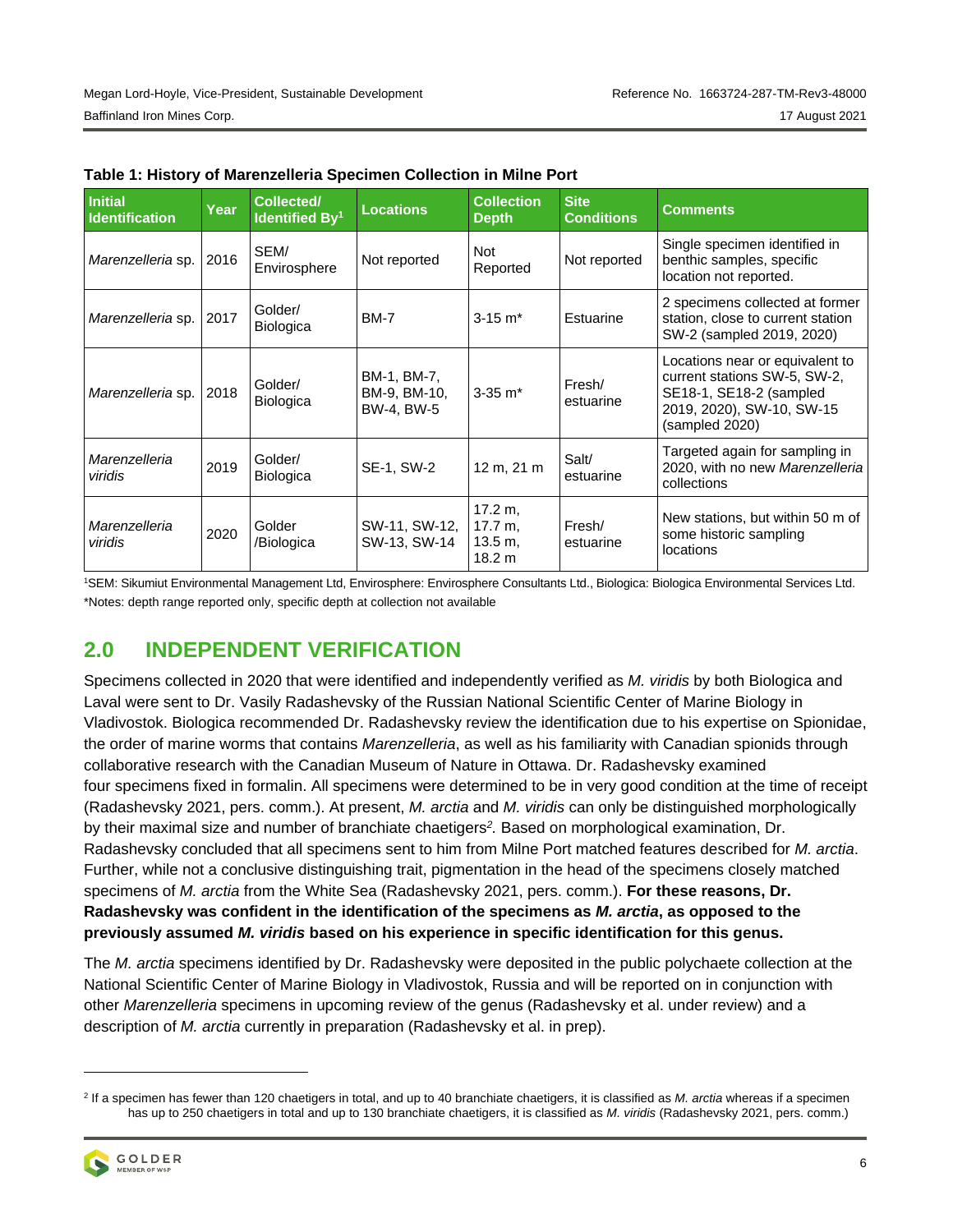**Table 1: History of Marenzelleria Specimen Collection in Milne Port**

| Initial Identification | Year | Collected/ Identified By[1] | Locations | Collection Depth | Site Conditions | Comments |
|---|---|---|---|---|---|---|
| *Marenzelleria* sp. | 2016 | SEM/ Envirosphere | Not reported | Not Reported | Not reported | Single specimen identified in benthic samples, specific location not reported. |
| *Marenzelleria* sp. | 2017 | Golder/ Biologica | BM-7 | 3-15 m* | Estuarine | 2 specimens collected at former station, close to current station SW-2 (sampled 2019, 2020) |
| *Marenzelleria* sp. | 2018 | Golder/ Biologica | BM-1, BM-7, BM-9, BM-10, BW-4, BW-5 | 3-35 m* | Fresh/ estuarine | Locations near or equivalent to current stations SW-5, SW-2, SE18-1, SE18-2 (sampled 2019, 2020), SW-10, SW-15 (sampled 2020) |
| *Marenzelleria viridis* | 2019 | Golder/ Biologica | SE-1, SW-2 | 12 m, 21 m | Salt/ estuarine | Targeted again for sampling in 2020, with no new *Marenzelleria* collections |
| *Marenzelleria viridis* | 2020 | Golder /Biologica | SW-11, SW-12, SW-13, SW-14 | 17.2 m, 17.7 m, 13.5 m, 18.2 m | Fresh/ estuarine | New stations, but within 50 m of some historic sampling locations |

[1]SEM: Sikumiut Environmental Management Ltd, Envirosphere: Envirosphere Consultants Ltd., Biologica: Biologica Environmental Services Ltd.
*Notes: depth range reported only, specific depth at collection not available

## 2.0 INDEPENDENT VERIFICATION

Specimens collected in 2020 that were identified and independently verified as *M. viridis* by both Biologica and Laval were sent to Dr. Vasily Radashevsky of the Russian National Scientific Center of Marine Biology in Vladivostok. Biologica recommended Dr. Radashevsky review the identification due to his expertise on Spionidae, the order of marine worms that contains *Marenzelleria*, as well as his familiarity with Canadian spionids through collaborative research with the Canadian Museum of Nature in Ottawa. Dr. Radashevsky examined four specimens fixed in formalin. All specimens were determined to be in very good condition at the time of receipt (Radashevsky 2021, pers. comm.). At present, *M. arctia* and *M. viridis* can only be distinguished morphologically by their maximal size and number of branchiate chaetigers[2]. Based on morphological examination, Dr. Radashevsky concluded that all specimens sent to him from Milne Port matched features described for *M. arctia*. Further, while not a conclusive distinguishing trait, pigmentation in the head of the specimens closely matched specimens of *M. arctia* from the White Sea (Radashevsky 2021, pers. comm.). **For these reasons, Dr. Radashevsky was confident in the identification of the specimens as *M. arctia*, as opposed to the previously assumed *M. viridis* based on his experience in specific identification for this genus.**

The *M. arctia* specimens identified by Dr. Radashevsky were deposited in the public polychaete collection at the National Scientific Center of Marine Biology in Vladivostok, Russia and will be reported on in conjunction with other *Marenzelleria* specimens in upcoming review of the genus (Radashevsky et al. under review) and a description of *M. arctia* currently in preparation (Radashevsky et al. in prep).

[2] If a specimen has fewer than 120 chaetigers in total, and up to 40 branchiate chaetigers, it is classified as *M. arctia* whereas if a specimen has up to 250 chaetigers in total and up to 130 branchiate chaetigers, it is classified as *M. viridis* (Radashevsky 2021, pers. comm.)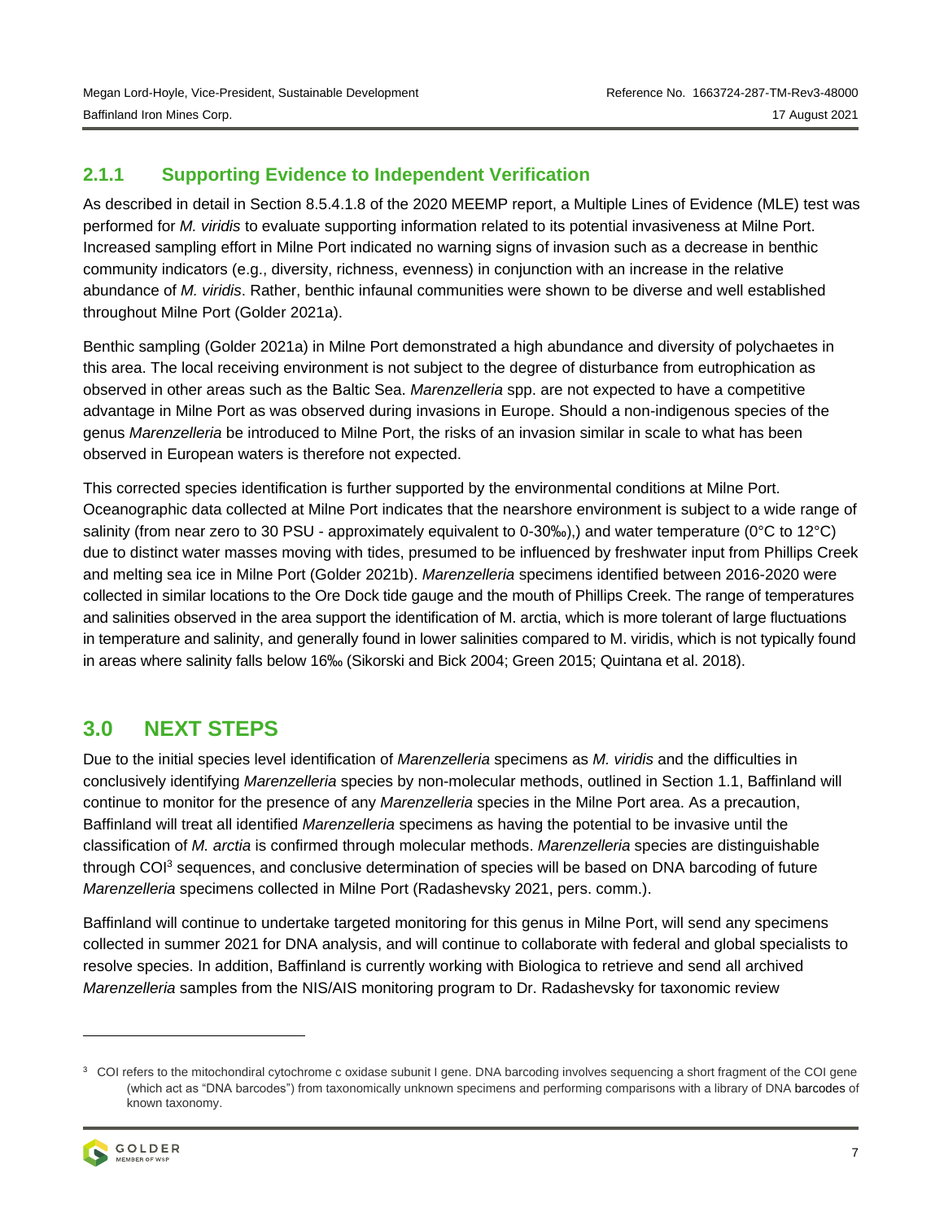### 2.1.1 Supporting Evidence to Independent Verification

As described in detail in Section 8.5.4.1.8 of the 2020 MEEMP report, a Multiple Lines of Evidence (MLE) test was performed for *M. viridis* to evaluate supporting information related to its potential invasiveness at Milne Port. Increased sampling effort in Milne Port indicated no warning signs of invasion such as a decrease in benthic community indicators (e.g., diversity, richness, evenness) in conjunction with an increase in the relative abundance of *M. viridis*. Rather, benthic infaunal communities were shown to be diverse and well established throughout Milne Port (Golder 2021a).

Benthic sampling (Golder 2021a) in Milne Port demonstrated a high abundance and diversity of polychaetes in this area. The local receiving environment is not subject to the degree of disturbance from eutrophication as observed in other areas such as the Baltic Sea. *Marenzelleria* spp. are not expected to have a competitive advantage in Milne Port as was observed during invasions in Europe. Should a non-indigenous species of the genus *Marenzelleria* be introduced to Milne Port, the risks of an invasion similar in scale to what has been observed in European waters is therefore not expected.

This corrected species identification is further supported by the environmental conditions at Milne Port. Oceanographic data collected at Milne Port indicates that the nearshore environment is subject to a wide range of salinity (from near zero to 30 PSU - approximately equivalent to 0-30‰),) and water temperature (0°C to 12°C) due to distinct water masses moving with tides, presumed to be influenced by freshwater input from Phillips Creek and melting sea ice in Milne Port (Golder 2021b). *Marenzelleria* specimens identified between 2016-2020 were collected in similar locations to the Ore Dock tide gauge and the mouth of Phillips Creek. The range of temperatures and salinities observed in the area support the identification of M. arctia, which is more tolerant of large fluctuations in temperature and salinity, and generally found in lower salinities compared to M. viridis, which is not typically found in areas where salinity falls below 16‰ (Sikorski and Bick 2004; Green 2015; Quintana et al. 2018).

## 3.0 NEXT STEPS

Due to the initial species level identification of *Marenzelleria* specimens as *M. viridis* and the difficulties in conclusively identifying *Marenzelleria* species by non-molecular methods, outlined in Section 1.1, Baffinland will continue to monitor for the presence of any *Marenzelleria* species in the Milne Port area. As a precaution, Baffinland will treat all identified *Marenzelleria* specimens as having the potential to be invasive until the classification of *M. arctia* is confirmed through molecular methods. *Marenzelleria* species are distinguishable through COI[3] sequences, and conclusive determination of species will be based on DNA barcoding of future *Marenzelleria* specimens collected in Milne Port (Radashevsky 2021, pers. comm.).

Baffinland will continue to undertake targeted monitoring for this genus in Milne Port, will send any specimens collected in summer 2021 for DNA analysis, and will continue to collaborate with federal and global specialists to resolve species. In addition, Baffinland is currently working with Biologica to retrieve and send all archived *Marenzelleria* samples from the NIS/AIS monitoring program to Dr. Radashevsky for taxonomic review

---

[3] COI refers to the mitochondiral cytochrome c oxidase subunit I gene. DNA barcoding involves sequencing a short fragment of the COI gene (which act as "DNA barcodes") from taxonomically unknown specimens and performing comparisons with a library of DNA barcodes of known taxonomy.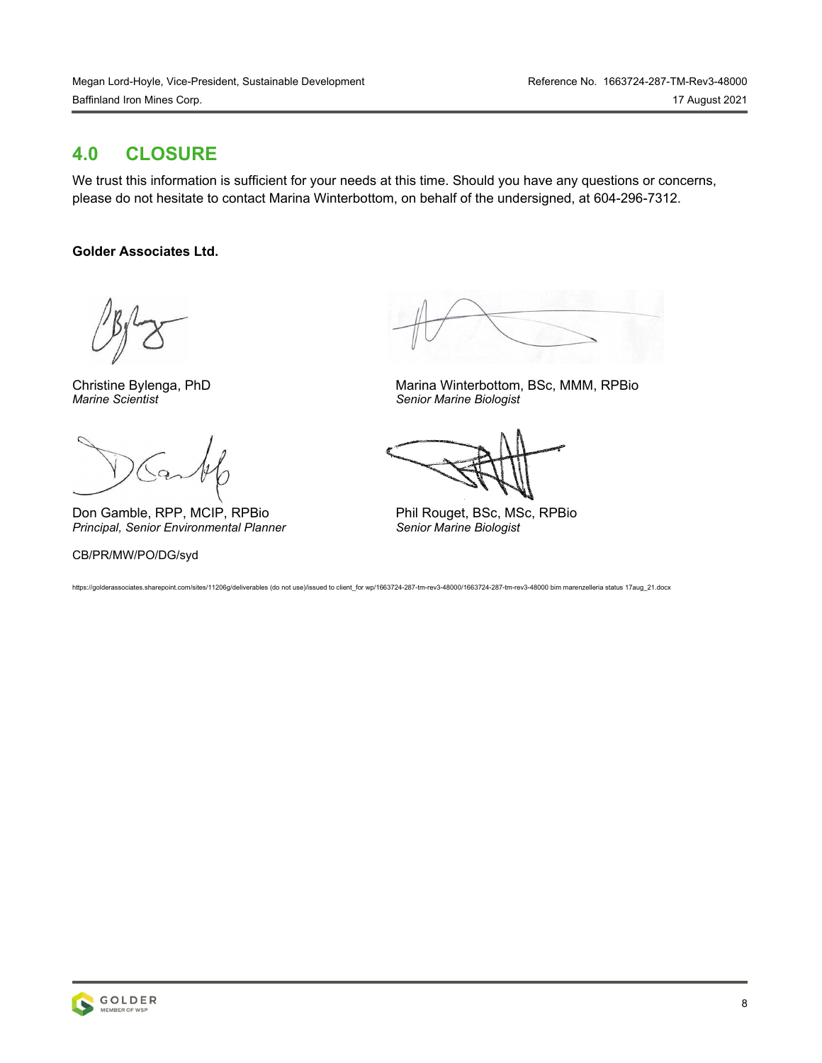## 4.0 CLOSURE

We trust this information is sufficient for your needs at this time. Should you have any questions or concerns, please do not hesitate to contact Marina Winterbottom, on behalf of the undersigned, at 604-296-7312.

**Golder Associates Ltd.**

Christine Bylenga, PhD
*Marine Scientist*

Marina Winterbottom, BSc, MMM, RPBio
*Senior Marine Biologist*

Don Gamble, RPP, MCIP, RPBio
*Principal, Senior Environmental Planner*

Phil Rouget, BSc, MSc, RPBio
*Senior Marine Biologist*

CB/PR/MW/PO/DG/syd

https://golderassociates.sharepoint.com/sites/11206g/deliverables (do not use)/issued to client_for wp/1663724-287-tm-rev3-48000/1663724-287-tm-rev3-48000 bim marenzelleria status 17aug_21.docx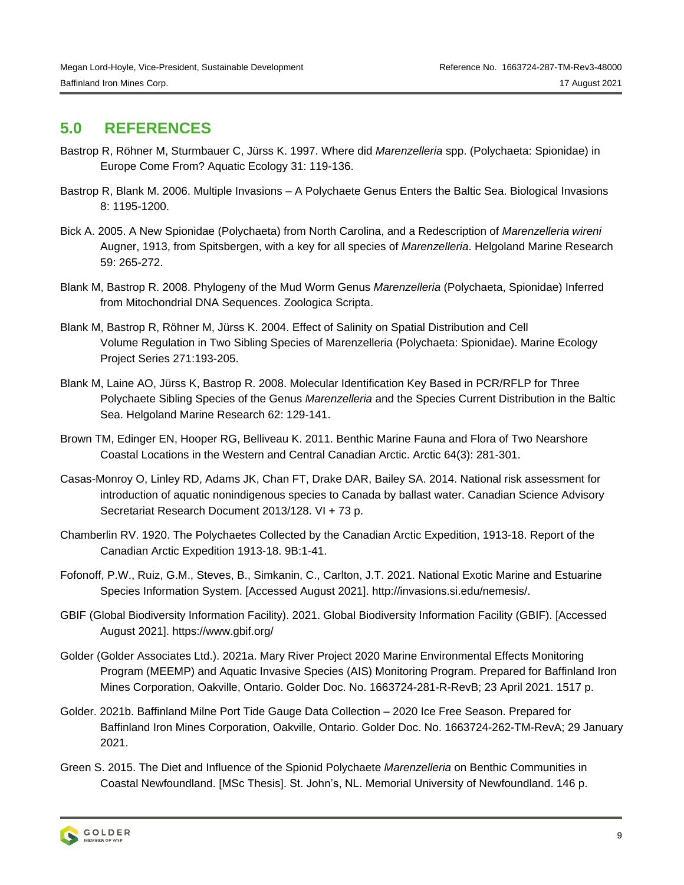## 5.0 REFERENCES

Bastrop R, Röhner M, Sturmbauer C, Jürss K. 1997. Where did *Marenzelleria* spp. (Polychaeta: Spionidae) in Europe Come From? Aquatic Ecology 31: 119-136.

Bastrop R, Blank M. 2006. Multiple Invasions – A Polychaete Genus Enters the Baltic Sea. Biological Invasions 8: 1195-1200.

Bick A. 2005. A New Spionidae (Polychaeta) from North Carolina, and a Redescription of *Marenzelleria wireni* Augner, 1913, from Spitsbergen, with a key for all species of *Marenzelleria*. Helgoland Marine Research 59: 265-272.

Blank M, Bastrop R. 2008. Phylogeny of the Mud Worm Genus *Marenzelleria* (Polychaeta, Spionidae) Inferred from Mitochondrial DNA Sequences. Zoologica Scripta.

Blank M, Bastrop R, Röhner M, Jürss K. 2004. Effect of Salinity on Spatial Distribution and Cell Volume Regulation in Two Sibling Species of Marenzelleria (Polychaeta: Spionidae). Marine Ecology Project Series 271:193-205.

Blank M, Laine AO, Jürss K, Bastrop R. 2008. Molecular Identification Key Based in PCR/RFLP for Three Polychaete Sibling Species of the Genus *Marenzelleria* and the Species Current Distribution in the Baltic Sea. Helgoland Marine Research 62: 129-141.

Brown TM, Edinger EN, Hooper RG, Belliveau K. 2011. Benthic Marine Fauna and Flora of Two Nearshore Coastal Locations in the Western and Central Canadian Arctic. Arctic 64(3): 281-301.

Casas-Monroy O, Linley RD, Adams JK, Chan FT, Drake DAR, Bailey SA. 2014. National risk assessment for introduction of aquatic nonindigenous species to Canada by ballast water. Canadian Science Advisory Secretariat Research Document 2013/128. VI + 73 p.

Chamberlin RV. 1920. The Polychaetes Collected by the Canadian Arctic Expedition, 1913-18. Report of the Canadian Arctic Expedition 1913-18. 9B:1-41.

Fofonoff, P.W., Ruiz, G.M., Steves, B., Simkanin, C., Carlton, J.T. 2021. National Exotic Marine and Estuarine Species Information System. [Accessed August 2021]. http://invasions.si.edu/nemesis/.

GBIF (Global Biodiversity Information Facility). 2021. Global Biodiversity Information Facility (GBIF). [Accessed August 2021]. https://www.gbif.org/

Golder (Golder Associates Ltd.). 2021a. Mary River Project 2020 Marine Environmental Effects Monitoring Program (MEEMP) and Aquatic Invasive Species (AIS) Monitoring Program. Prepared for Baffinland Iron Mines Corporation, Oakville, Ontario. Golder Doc. No. 1663724-281-R-RevB; 23 April 2021. 1517 p.

Golder. 2021b. Baffinland Milne Port Tide Gauge Data Collection – 2020 Ice Free Season. Prepared for Baffinland Iron Mines Corporation, Oakville, Ontario. Golder Doc. No. 1663724-262-TM-RevA; 29 January 2021.

Green S. 2015. The Diet and Influence of the Spionid Polychaete *Marenzelleria* on Benthic Communities in Coastal Newfoundland. [MSc Thesis]. St. John's, NL. Memorial University of Newfoundland. 146 p.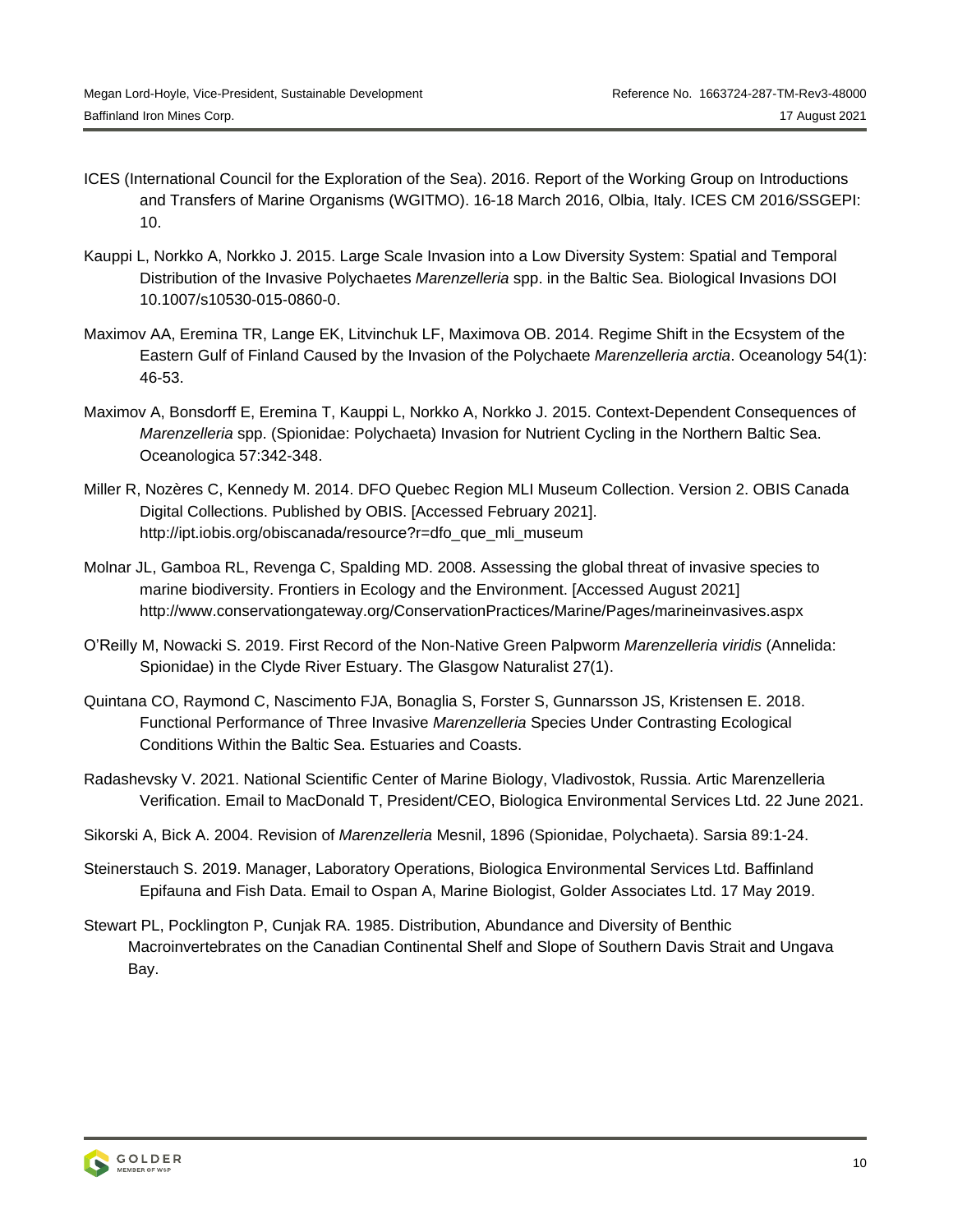ICES (International Council for the Exploration of the Sea). 2016. Report of the Working Group on Introductions and Transfers of Marine Organisms (WGITMO). 16-18 March 2016, Olbia, Italy. ICES CM 2016/SSGEPI: 10.

Kauppi L, Norkko A, Norkko J. 2015. Large Scale Invasion into a Low Diversity System: Spatial and Temporal Distribution of the Invasive Polychaetes *Marenzelleria* spp. in the Baltic Sea. Biological Invasions DOI 10.1007/s10530-015-0860-0.

Maximov AA, Eremina TR, Lange EK, Litvinchuk LF, Maximova OB. 2014. Regime Shift in the Ecsystem of the Eastern Gulf of Finland Caused by the Invasion of the Polychaete *Marenzelleria arctia*. Oceanology 54(1): 46-53.

Maximov A, Bonsdorff E, Eremina T, Kauppi L, Norkko A, Norkko J. 2015. Context-Dependent Consequences of *Marenzelleria* spp. (Spionidae: Polychaeta) Invasion for Nutrient Cycling in the Northern Baltic Sea. Oceanologica 57:342-348.

Miller R, Nozères C, Kennedy M. 2014. DFO Quebec Region MLI Museum Collection. Version 2. OBIS Canada Digital Collections. Published by OBIS. [Accessed February 2021]. http://ipt.iobis.org/obiscanada/resource?r=dfo_que_mli_museum

Molnar JL, Gamboa RL, Revenga C, Spalding MD. 2008. Assessing the global threat of invasive species to marine biodiversity. Frontiers in Ecology and the Environment. [Accessed August 2021] http://www.conservationgateway.org/ConservationPractices/Marine/Pages/marineinvasives.aspx

O'Reilly M, Nowacki S. 2019. First Record of the Non-Native Green Palpworm *Marenzelleria viridis* (Annelida: Spionidae) in the Clyde River Estuary. The Glasgow Naturalist 27(1).

Quintana CO, Raymond C, Nascimento FJA, Bonaglia S, Forster S, Gunnarsson JS, Kristensen E. 2018. Functional Performance of Three Invasive *Marenzelleria* Species Under Contrasting Ecological Conditions Within the Baltic Sea. Estuaries and Coasts.

Radashevsky V. 2021. National Scientific Center of Marine Biology, Vladivostok, Russia. Artic Marenzelleria Verification. Email to MacDonald T, President/CEO, Biologica Environmental Services Ltd. 22 June 2021.

Sikorski A, Bick A. 2004. Revision of *Marenzelleria* Mesnil, 1896 (Spionidae, Polychaeta). Sarsia 89:1-24.

Steinerstauch S. 2019. Manager, Laboratory Operations, Biologica Environmental Services Ltd. Baffinland Epifauna and Fish Data. Email to Ospan A, Marine Biologist, Golder Associates Ltd. 17 May 2019.

Stewart PL, Pocklington P, Cunjak RA. 1985. Distribution, Abundance and Diversity of Benthic Macroinvertebrates on the Canadian Continental Shelf and Slope of Southern Davis Strait and Ungava Bay.